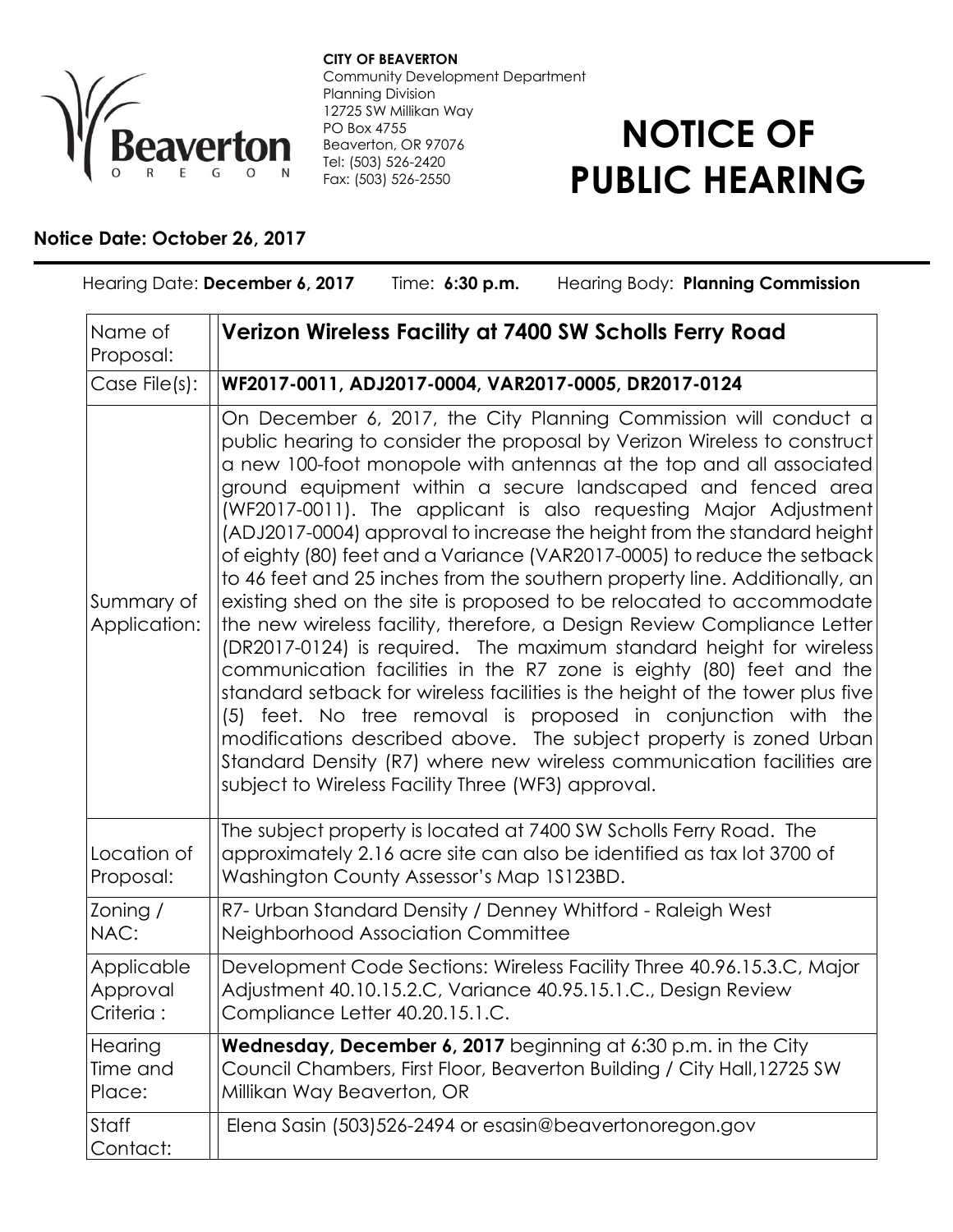**CITY OF BEAVERTON**
Community Development Department
Planning Division
12725 SW Millikan Way
PO Box 4755
Beaverton, OR 97076
Tel: (503) 526-2420
Fax: (503) 526-2550

# NOTICE OF PUBLIC HEARING

**Notice Date: October 26, 2017**

Hearing Date: **December 6, 2017** Time: **6:30 p.m.** Hearing Body: **Planning Commission**

| | |
|---|---|
| Name of Proposal: | **Verizon Wireless Facility at 7400 SW Scholls Ferry Road** |
| Case File(s): | **WF2017-0011, ADJ2017-0004, VAR2017-0005, DR2017-0124** |
| Summary of Application: | On December 6, 2017, the City Planning Commission will conduct a public hearing to consider the proposal by Verizon Wireless to construct a new 100-foot monopole with antennas at the top and all associated ground equipment within a secure landscaped and fenced area (WF2017-0011). The applicant is also requesting Major Adjustment (ADJ2017-0004) approval to increase the height from the standard height of eighty (80) feet and a Variance (VAR2017-0005) to reduce the setback to 46 feet and 25 inches from the southern property line. Additionally, an existing shed on the site is proposed to be relocated to accommodate the new wireless facility, therefore, a Design Review Compliance Letter (DR2017-0124) is required. The maximum standard height for wireless communication facilities in the R7 zone is eighty (80) feet and the standard setback for wireless facilities is the height of the tower plus five (5) feet. No tree removal is proposed in conjunction with the modifications described above. The subject property is zoned Urban Standard Density (R7) where new wireless communication facilities are subject to Wireless Facility Three (WF3) approval. |
| Location of Proposal: | The subject property is located at 7400 SW Scholls Ferry Road. The approximately 2.16 acre site can also be identified as tax lot 3700 of Washington County Assessor's Map 1S123BD. |
| Zoning / NAC: | R7- Urban Standard Density / Denney Whitford - Raleigh West Neighborhood Association Committee |
| Applicable Approval Criteria : | Development Code Sections: Wireless Facility Three 40.96.15.3.C, Major Adjustment 40.10.15.2.C, Variance 40.95.15.1.C., Design Review Compliance Letter 40.20.15.1.C. |
| Hearing Time and Place: | **Wednesday, December 6, 2017** beginning at 6:30 p.m. in the City Council Chambers, First Floor, Beaverton Building / City Hall,12725 SW Millikan Way Beaverton, OR |
| Staff Contact: | Elena Sasin (503)526-2494 or esasin@beavertonoregon.gov |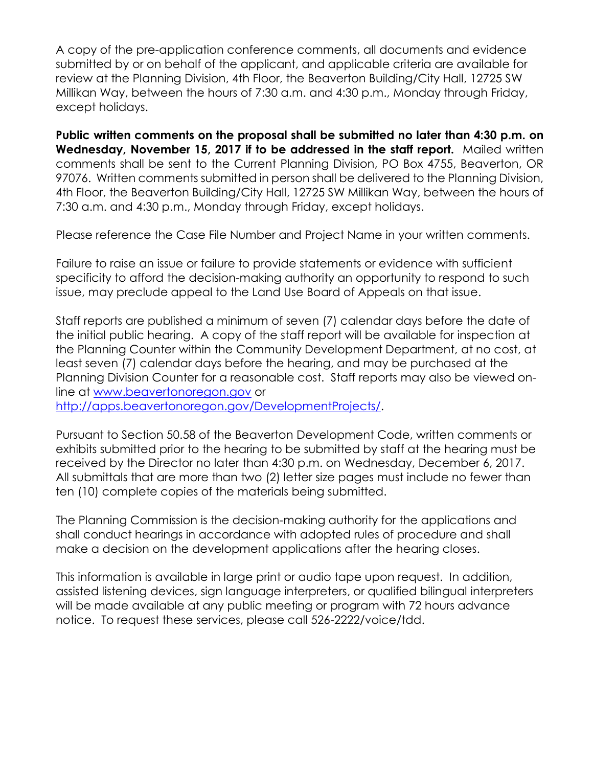A copy of the pre-application conference comments, all documents and evidence submitted by or on behalf of the applicant, and applicable criteria are available for review at the Planning Division, 4th Floor, the Beaverton Building/City Hall, 12725 SW Millikan Way, between the hours of 7:30 a.m. and 4:30 p.m., Monday through Friday, except holidays.

**Public written comments on the proposal shall be submitted no later than 4:30 p.m. on Wednesday, November 15, 2017 if to be addressed in the staff report.** Mailed written comments shall be sent to the Current Planning Division, PO Box 4755, Beaverton, OR 97076. Written comments submitted in person shall be delivered to the Planning Division, 4th Floor, the Beaverton Building/City Hall, 12725 SW Millikan Way, between the hours of 7:30 a.m. and 4:30 p.m., Monday through Friday, except holidays.

Please reference the Case File Number and Project Name in your written comments.

Failure to raise an issue or failure to provide statements or evidence with sufficient specificity to afford the decision-making authority an opportunity to respond to such issue, may preclude appeal to the Land Use Board of Appeals on that issue.

Staff reports are published a minimum of seven (7) calendar days before the date of the initial public hearing. A copy of the staff report will be available for inspection at the Planning Counter within the Community Development Department, at no cost, at least seven (7) calendar days before the hearing, and may be purchased at the Planning Division Counter for a reasonable cost. Staff reports may also be viewed on-line at www.beavertonoregon.gov or http://apps.beavertonoregon.gov/DevelopmentProjects/.

Pursuant to Section 50.58 of the Beaverton Development Code, written comments or exhibits submitted prior to the hearing to be submitted by staff at the hearing must be received by the Director no later than 4:30 p.m. on Wednesday, December 6, 2017. All submittals that are more than two (2) letter size pages must include no fewer than ten (10) complete copies of the materials being submitted.

The Planning Commission is the decision-making authority for the applications and shall conduct hearings in accordance with adopted rules of procedure and shall make a decision on the development applications after the hearing closes.

This information is available in large print or audio tape upon request. In addition, assisted listening devices, sign language interpreters, or qualified bilingual interpreters will be made available at any public meeting or program with 72 hours advance notice. To request these services, please call 526-2222/voice/tdd.